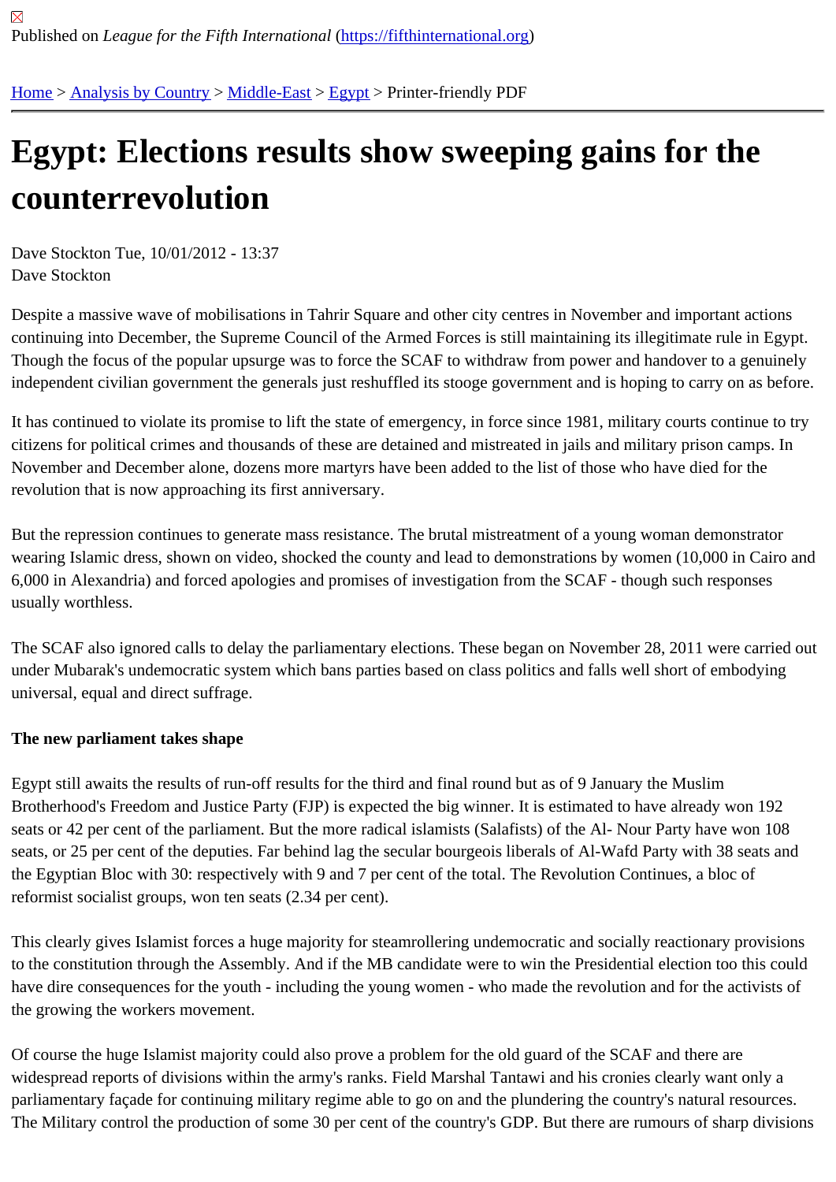Published on *League for the Fifth International* (https://fifthinternational.org)

Home > Analysis by Country > Middle-East > Egypt > Printer-friendly PDF

# Egypt: Elections results show sweeping gains for the counterrevolution

Dave Stockton Tue, 10/01/2012 - 13:37
Dave Stockton

Despite a massive wave of mobilisations in Tahrir Square and other city centres in November and important actions continuing into December, the Supreme Council of the Armed Forces is still maintaining its illegitimate rule in Egypt. Though the focus of the popular upsurge was to force the SCAF to withdraw from power and handover to a genuinely independent civilian government the generals just reshuffled its stooge government and is hoping to carry on as before.

It has continued to violate its promise to lift the state of emergency, in force since 1981, military courts continue to try citizens for political crimes and thousands of these are detained and mistreated in jails and military prison camps. In November and December alone, dozens more martyrs have been added to the list of those who have died for the revolution that is now approaching its first anniversary.

But the repression continues to generate mass resistance. The brutal mistreatment of a young woman demonstrator wearing Islamic dress, shown on video, shocked the county and lead to demonstrations by women (10,000 in Cairo and 6,000 in Alexandria) and forced apologies and promises of investigation from the SCAF - though such responses usually worthless.

The SCAF also ignored calls to delay the parliamentary elections. These began on November 28, 2011 were carried out under Mubarak's undemocratic system which bans parties based on class politics and falls well short of embodying universal, equal and direct suffrage.

**The new parliament takes shape**

Egypt still awaits the results of run-off results for the third and final round but as of 9 January the Muslim Brotherhood's Freedom and Justice Party (FJP) is expected the big winner. It is estimated to have already won 192 seats or 42 per cent of the parliament. But the more radical islamists (Salafists) of the Al- Nour Party have won 108 seats, or 25 per cent of the deputies. Far behind lag the secular bourgeois liberals of Al-Wafd Party with 38 seats and the Egyptian Bloc with 30: respectively with 9 and 7 per cent of the total. The Revolution Continues, a bloc of reformist socialist groups, won ten seats (2.34 per cent).

This clearly gives Islamist forces a huge majority for steamrollering undemocratic and socially reactionary provisions to the constitution through the Assembly. And if the MB candidate were to win the Presidential election too this could have dire consequences for the youth - including the young women - who made the revolution and for the activists of the growing the workers movement.

Of course the huge Islamist majority could also prove a problem for the old guard of the SCAF and there are widespread reports of divisions within the army's ranks. Field Marshal Tantawi and his cronies clearly want only a parliamentary façade for continuing military regime able to go on and the plundering the country's natural resources. The Military control the production of some 30 per cent of the country's GDP. But there are rumours of sharp divisions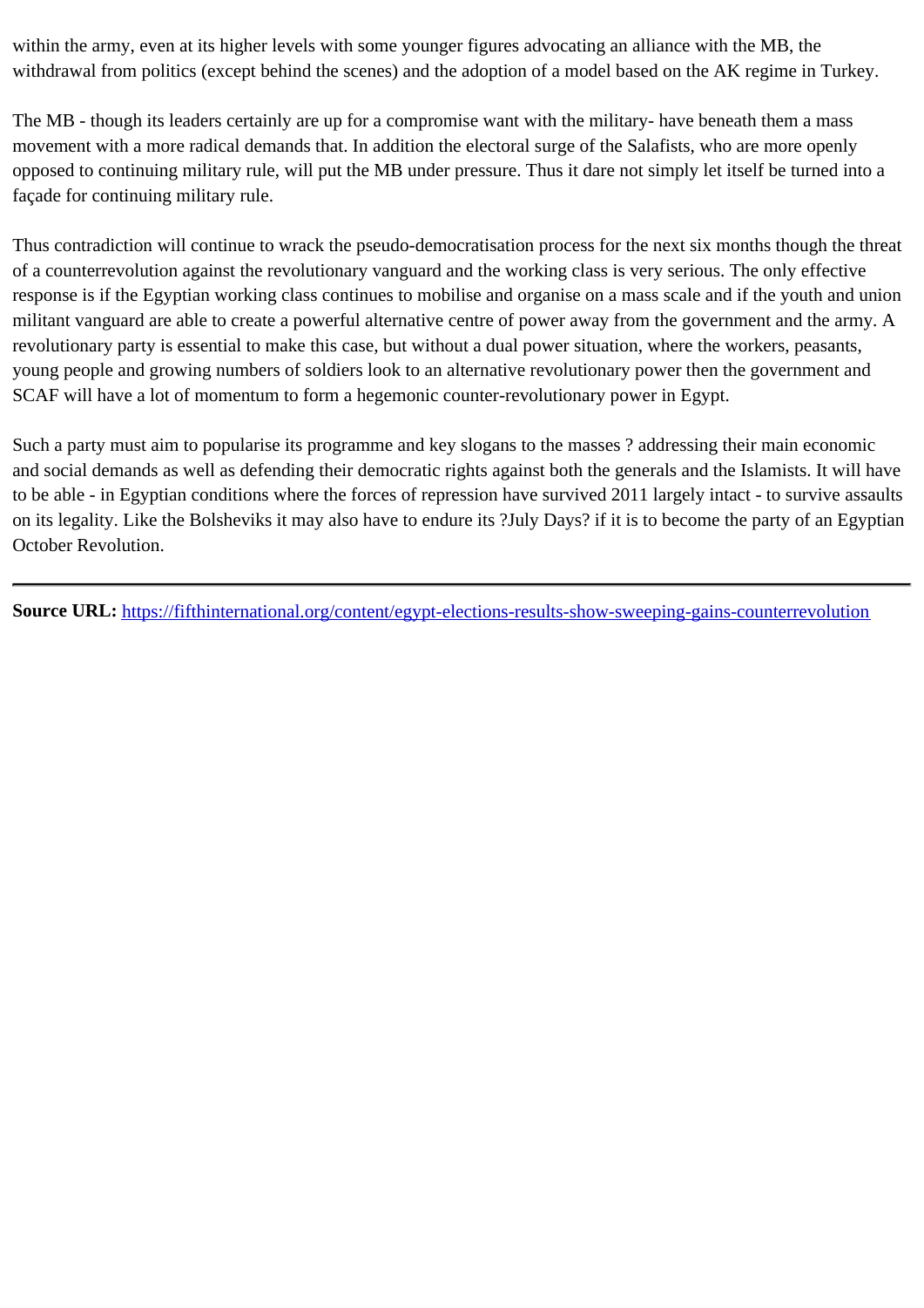within the army, even at its higher levels with some younger figures advocating an alliance with the MB, the withdrawal from politics (except behind the scenes) and the adoption of a model based on the AK regime in Turkey.

The MB - though its leaders certainly are up for a compromise want with the military- have beneath them a mass movement with a more radical demands that. In addition the electoral surge of the Salafists, who are more openly opposed to continuing military rule, will put the MB under pressure. Thus it dare not simply let itself be turned into a façade for continuing military rule.

Thus contradiction will continue to wrack the pseudo-democratisation process for the next six months though the threat of a counterrevolution against the revolutionary vanguard and the working class is very serious. The only effective response is if the Egyptian working class continues to mobilise and organise on a mass scale and if the youth and union militant vanguard are able to create a powerful alternative centre of power away from the government and the army. A revolutionary party is essential to make this case, but without a dual power situation, where the workers, peasants, young people and growing numbers of soldiers look to an alternative revolutionary power then the government and SCAF will have a lot of momentum to form a hegemonic counter-revolutionary power in Egypt.

Such a party must aim to popularise its programme and key slogans to the masses ? addressing their main economic and social demands as well as defending their democratic rights against both the generals and the Islamists. It will have to be able - in Egyptian conditions where the forces of repression have survived 2011 largely intact - to survive assaults on its legality. Like the Bolsheviks it may also have to endure its ?July Days? if it is to become the party of an Egyptian October Revolution.

---

**Source URL:** https://fifthinternational.org/content/egypt-elections-results-show-sweeping-gains-counterrevolution